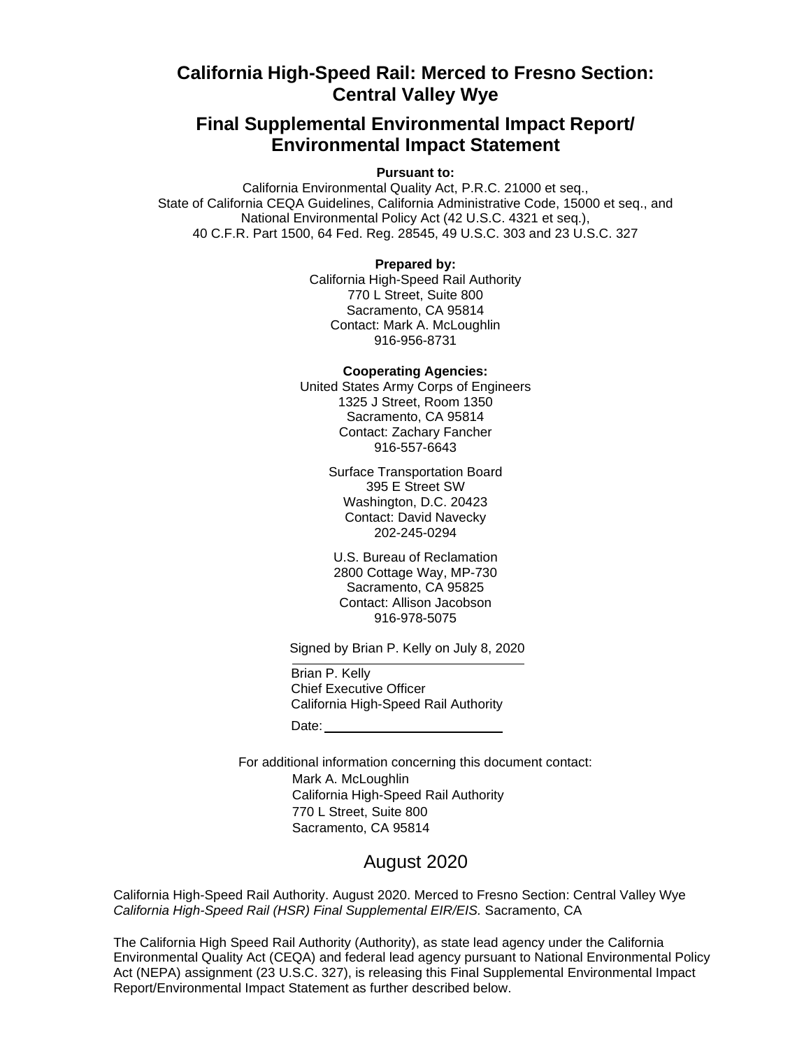# California High-Speed Rail: Merced to Fresno Section: Central Valley Wye

## Final Supplemental Environmental Impact Report/ Environmental Impact Statement

**Pursuant to:**

California Environmental Quality Act, P.R.C. 21000 et seq.,
State of California CEQA Guidelines, California Administrative Code, 15000 et seq., and
National Environmental Policy Act (42 U.S.C. 4321 et seq.),
40 C.F.R. Part 1500, 64 Fed. Reg. 28545, 49 U.S.C. 303 and 23 U.S.C. 327

**Prepared by:**

California High-Speed Rail Authority
770 L Street, Suite 800
Sacramento, CA 95814
Contact: Mark A. McLoughlin
916-956-8731

**Cooperating Agencies:**

United States Army Corps of Engineers
1325 J Street, Room 1350
Sacramento, CA 95814
Contact: Zachary Fancher
916-557-6643

Surface Transportation Board
395 E Street SW
Washington, D.C. 20423
Contact: David Navecky
202-245-0294

U.S. Bureau of Reclamation
2800 Cottage Way, MP-730
Sacramento, CA 95825
Contact: Allison Jacobson
916-978-5075

Signed by Brian P. Kelly on July 8, 2020

Brian P. Kelly
Chief Executive Officer
California High-Speed Rail Authority

Date: ______________________

For additional information concerning this document contact:

Mark A. McLoughlin
California High-Speed Rail Authority
770 L Street, Suite 800
Sacramento, CA 95814

August 2020

California High-Speed Rail Authority. August 2020. Merced to Fresno Section: Central Valley Wye *California High-Speed Rail (HSR) Final Supplemental EIR/EIS.* Sacramento, CA

The California High Speed Rail Authority (Authority), as state lead agency under the California Environmental Quality Act (CEQA) and federal lead agency pursuant to National Environmental Policy Act (NEPA) assignment (23 U.S.C. 327), is releasing this Final Supplemental Environmental Impact Report/Environmental Impact Statement as further described below.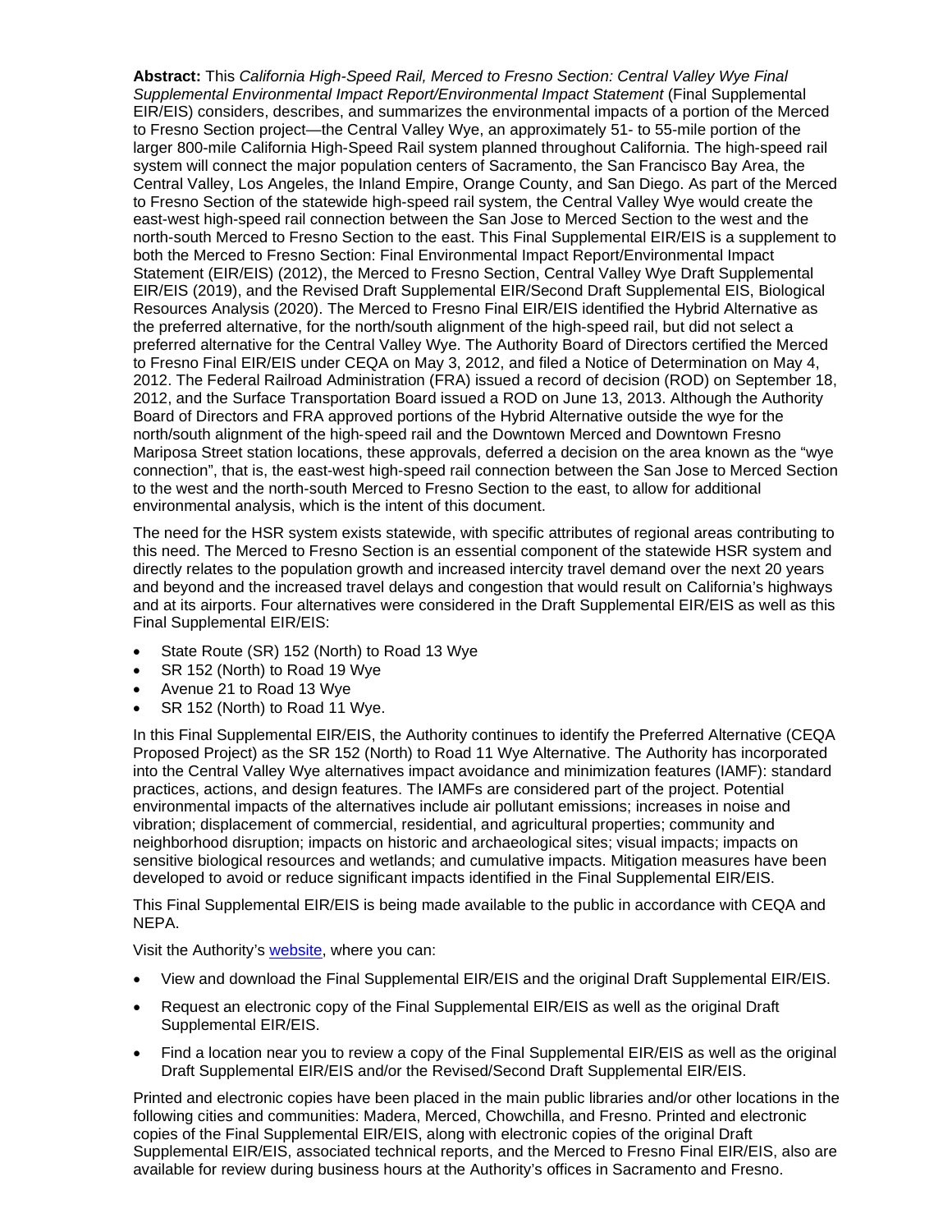**Abstract:** This *California High-Speed Rail, Merced to Fresno Section: Central Valley Wye Final Supplemental Environmental Impact Report/Environmental Impact Statement* (Final Supplemental EIR/EIS) considers, describes, and summarizes the environmental impacts of a portion of the Merced to Fresno Section project—the Central Valley Wye, an approximately 51- to 55-mile portion of the larger 800-mile California High-Speed Rail system planned throughout California. The high-speed rail system will connect the major population centers of Sacramento, the San Francisco Bay Area, the Central Valley, Los Angeles, the Inland Empire, Orange County, and San Diego. As part of the Merced to Fresno Section of the statewide high-speed rail system, the Central Valley Wye would create the east-west high-speed rail connection between the San Jose to Merced Section to the west and the north-south Merced to Fresno Section to the east. This Final Supplemental EIR/EIS is a supplement to both the Merced to Fresno Section: Final Environmental Impact Report/Environmental Impact Statement (EIR/EIS) (2012), the Merced to Fresno Section, Central Valley Wye Draft Supplemental EIR/EIS (2019), and the Revised Draft Supplemental EIR/Second Draft Supplemental EIS, Biological Resources Analysis (2020). The Merced to Fresno Final EIR/EIS identified the Hybrid Alternative as the preferred alternative, for the north/south alignment of the high-speed rail, but did not select a preferred alternative for the Central Valley Wye. The Authority Board of Directors certified the Merced to Fresno Final EIR/EIS under CEQA on May 3, 2012, and filed a Notice of Determination on May 4, 2012. The Federal Railroad Administration (FRA) issued a record of decision (ROD) on September 18, 2012, and the Surface Transportation Board issued a ROD on June 13, 2013. Although the Authority Board of Directors and FRA approved portions of the Hybrid Alternative outside the wye for the north/south alignment of the high-speed rail and the Downtown Merced and Downtown Fresno Mariposa Street station locations, these approvals, deferred a decision on the area known as the "wye connection", that is, the east-west high-speed rail connection between the San Jose to Merced Section to the west and the north-south Merced to Fresno Section to the east, to allow for additional environmental analysis, which is the intent of this document.

The need for the HSR system exists statewide, with specific attributes of regional areas contributing to this need. The Merced to Fresno Section is an essential component of the statewide HSR system and directly relates to the population growth and increased intercity travel demand over the next 20 years and beyond and the increased travel delays and congestion that would result on California's highways and at its airports. Four alternatives were considered in the Draft Supplemental EIR/EIS as well as this Final Supplemental EIR/EIS:

- State Route (SR) 152 (North) to Road 13 Wye
- SR 152 (North) to Road 19 Wye
- Avenue 21 to Road 13 Wye
- SR 152 (North) to Road 11 Wye.

In this Final Supplemental EIR/EIS, the Authority continues to identify the Preferred Alternative (CEQA Proposed Project) as the SR 152 (North) to Road 11 Wye Alternative. The Authority has incorporated into the Central Valley Wye alternatives impact avoidance and minimization features (IAMF): standard practices, actions, and design features. The IAMFs are considered part of the project. Potential environmental impacts of the alternatives include air pollutant emissions; increases in noise and vibration; displacement of commercial, residential, and agricultural properties; community and neighborhood disruption; impacts on historic and archaeological sites; visual impacts; impacts on sensitive biological resources and wetlands; and cumulative impacts. Mitigation measures have been developed to avoid or reduce significant impacts identified in the Final Supplemental EIR/EIS.

This Final Supplemental EIR/EIS is being made available to the public in accordance with CEQA and NEPA.

Visit the Authority's website, where you can:

- View and download the Final Supplemental EIR/EIS and the original Draft Supplemental EIR/EIS.
- Request an electronic copy of the Final Supplemental EIR/EIS as well as the original Draft Supplemental EIR/EIS.
- Find a location near you to review a copy of the Final Supplemental EIR/EIS as well as the original Draft Supplemental EIR/EIS and/or the Revised/Second Draft Supplemental EIR/EIS.

Printed and electronic copies have been placed in the main public libraries and/or other locations in the following cities and communities: Madera, Merced, Chowchilla, and Fresno. Printed and electronic copies of the Final Supplemental EIR/EIS, along with electronic copies of the original Draft Supplemental EIR/EIS, associated technical reports, and the Merced to Fresno Final EIR/EIS, also are available for review during business hours at the Authority's offices in Sacramento and Fresno.